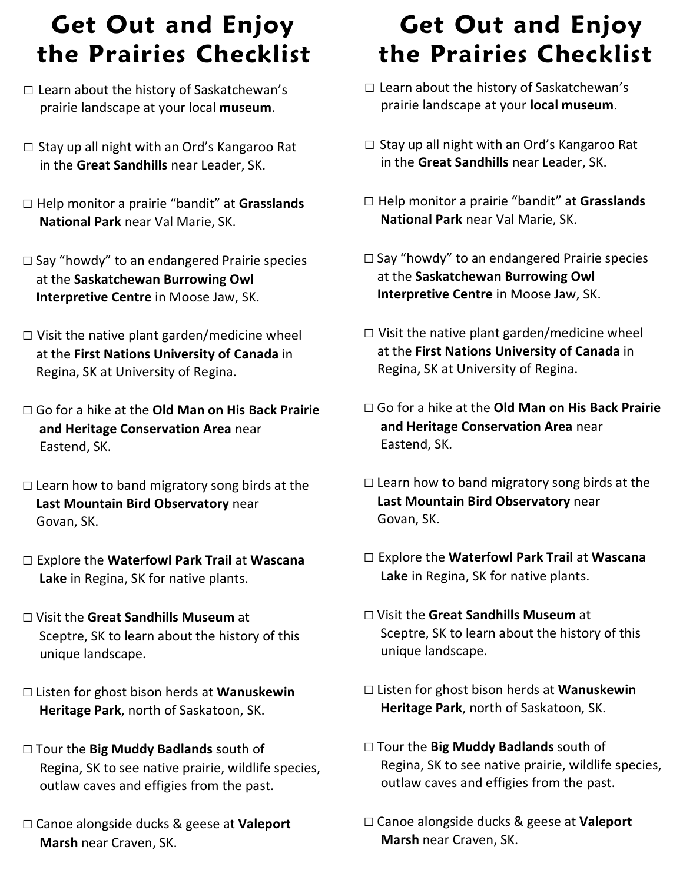# Get Out and Enjoy the Prairies Checklist

☐ Learn about the history of Saskatchewan's prairie landscape at your local **museum**.

☐ Stay up all night with an Ord's Kangaroo Rat in the **Great Sandhills** near Leader, SK.

☐ Help monitor a prairie "bandit" at **Grasslands National Park** near Val Marie, SK.

☐ Say "howdy" to an endangered Prairie species at the **Saskatchewan Burrowing Owl Interpretive Centre** in Moose Jaw, SK.

☐ Visit the native plant garden/medicine wheel at the **First Nations University of Canada** in Regina, SK at University of Regina.

☐ Go for a hike at the **Old Man on His Back Prairie and Heritage Conservation Area** near Eastend, SK.

☐ Learn how to band migratory song birds at the **Last Mountain Bird Observatory** near Govan, SK.

☐ Explore the **Waterfowl Park Trail** at **Wascana Lake** in Regina, SK for native plants.

☐ Visit the **Great Sandhills Museum** at Sceptre, SK to learn about the history of this unique landscape.

☐ Listen for ghost bison herds at **Wanuskewin Heritage Park**, north of Saskatoon, SK.

☐ Tour the **Big Muddy Badlands** south of Regina, SK to see native prairie, wildlife species, outlaw caves and effigies from the past.

☐ Canoe alongside ducks & geese at **Valeport Marsh** near Craven, SK.

# Get Out and Enjoy the Prairies Checklist

☐ Learn about the history of Saskatchewan's prairie landscape at your **local museum**.

☐ Stay up all night with an Ord's Kangaroo Rat in the **Great Sandhills** near Leader, SK.

☐ Help monitor a prairie "bandit" at **Grasslands National Park** near Val Marie, SK.

☐ Say "howdy" to an endangered Prairie species at the **Saskatchewan Burrowing Owl Interpretive Centre** in Moose Jaw, SK.

☐ Visit the native plant garden/medicine wheel at the **First Nations University of Canada** in Regina, SK at University of Regina.

☐ Go for a hike at the **Old Man on His Back Prairie and Heritage Conservation Area** near Eastend, SK.

☐ Learn how to band migratory song birds at the **Last Mountain Bird Observatory** near Govan, SK.

☐ Explore the **Waterfowl Park Trail** at **Wascana Lake** in Regina, SK for native plants.

☐ Visit the **Great Sandhills Museum** at Sceptre, SK to learn about the history of this unique landscape.

☐ Listen for ghost bison herds at **Wanuskewin Heritage Park**, north of Saskatoon, SK.

☐ Tour the **Big Muddy Badlands** south of Regina, SK to see native prairie, wildlife species, outlaw caves and effigies from the past.

☐ Canoe alongside ducks & geese at **Valeport Marsh** near Craven, SK.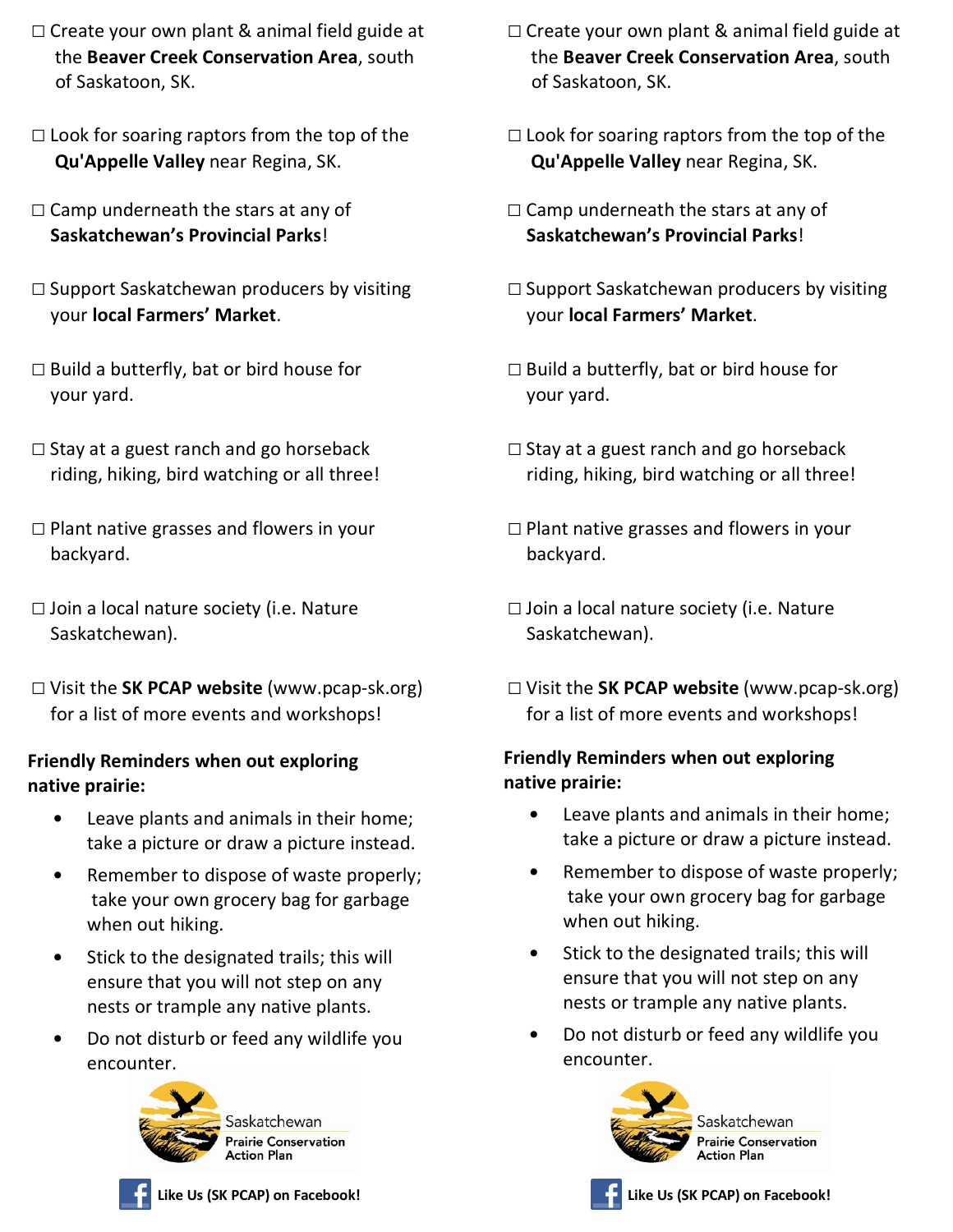- ☐ Create your own plant & animal field guide at the **Beaver Creek Conservation Area**, south of Saskatoon, SK.
- ☐ Look for soaring raptors from the top of the **Qu'Appelle Valley** near Regina, SK.
- ☐ Camp underneath the stars at any of **Saskatchewan's Provincial Parks**!
- ☐ Support Saskatchewan producers by visiting your **local Farmers' Market**.
- ☐ Build a butterfly, bat or bird house for your yard.
- ☐ Stay at a guest ranch and go horseback riding, hiking, bird watching or all three!
- ☐ Plant native grasses and flowers in your backyard.
- ☐ Join a local nature society (i.e. Nature Saskatchewan).
- ☐ Visit the **SK PCAP website** (www.pcap-sk.org) for a list of more events and workshops!

**Friendly Reminders when out exploring native prairie:**

- Leave plants and animals in their home; take a picture or draw a picture instead.
- Remember to dispose of waste properly; take your own grocery bag for garbage when out hiking.
- Stick to the designated trails; this will ensure that you will not step on any nests or trample any native plants.
- Do not disturb or feed any wildlife you encounter.

Saskatchewan Prairie Conservation Action Plan

**Like Us (SK PCAP) on Facebook!**

- ☐ Create your own plant & animal field guide at the **Beaver Creek Conservation Area**, south of Saskatoon, SK.
- ☐ Look for soaring raptors from the top of the **Qu'Appelle Valley** near Regina, SK.
- ☐ Camp underneath the stars at any of **Saskatchewan's Provincial Parks**!
- ☐ Support Saskatchewan producers by visiting your **local Farmers' Market**.
- ☐ Build a butterfly, bat or bird house for your yard.
- ☐ Stay at a guest ranch and go horseback riding, hiking, bird watching or all three!
- ☐ Plant native grasses and flowers in your backyard.
- ☐ Join a local nature society (i.e. Nature Saskatchewan).
- ☐ Visit the **SK PCAP website** (www.pcap-sk.org) for a list of more events and workshops!

**Friendly Reminders when out exploring native prairie:**

- Leave plants and animals in their home; take a picture or draw a picture instead.
- Remember to dispose of waste properly; take your own grocery bag for garbage when out hiking.
- Stick to the designated trails; this will ensure that you will not step on any nests or trample any native plants.
- Do not disturb or feed any wildlife you encounter.

Saskatchewan Prairie Conservation Action Plan

**Like Us (SK PCAP) on Facebook!**